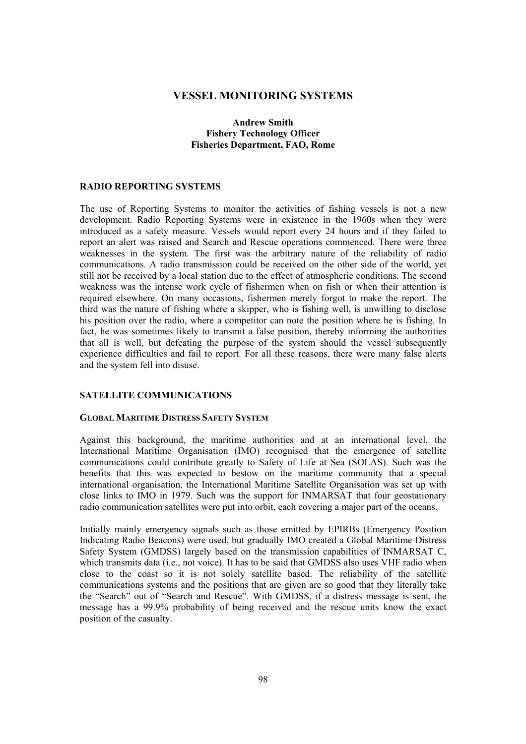# VESSEL MONITORING SYSTEMS

**Andrew Smith**
**Fishery Technology Officer**
**Fisheries Department, FAO, Rome**

## RADIO REPORTING SYSTEMS

The use of Reporting Systems to monitor the activities of fishing vessels is not a new development. Radio Reporting Systems were in existence in the 1960s when they were introduced as a safety measure. Vessels would report every 24 hours and if they failed to report an alert was raised and Search and Rescue operations commenced. There were three weaknesses in the system. The first was the arbitrary nature of the reliability of radio communications. A radio transmission could be received on the other side of the world, yet still not be received by a local station due to the effect of atmospheric conditions. The second weakness was the intense work cycle of fishermen when on fish or when their attention is required elsewhere. On many occasions, fishermen merely forgot to make the report. The third was the nature of fishing where a skipper, who is fishing well, is unwilling to disclose his position over the radio, where a competitor can note the position where he is fishing. In fact, he was sometimes likely to transmit a false position, thereby informing the authorities that all is well, but defeating the purpose of the system should the vessel subsequently experience difficulties and fail to report. For all these reasons, there were many false alerts and the system fell into disuse.

## SATELLITE COMMUNICATIONS

### GLOBAL MARITIME DISTRESS SAFETY SYSTEM

Against this background, the maritime authorities and at an international level, the International Maritime Organisation (IMO) recognised that the emergence of satellite communications could contribute greatly to Safety of Life at Sea (SOLAS). Such was the benefits that this was expected to bestow on the maritime community that a special international organisation, the International Maritime Satellite Organisation was set up with close links to IMO in 1979. Such was the support for INMARSAT that four geostationary radio communication satellites were put into orbit, each covering a major part of the oceans.

Initially mainly emergency signals such as those emitted by EPIRBs (Emergency Position Indicating Radio Beacons) were used, but gradually IMO created a Global Maritime Distress Safety System (GMDSS) largely based on the transmission capabilities of INMARSAT C, which transmits data (i.e., not voice). It has to be said that GMDSS also uses VHF radio when close to the coast so it is not solely satellite based. The reliability of the satellite communications systems and the positions that are given are so good that they literally take the "Search" out of "Search and Rescue". With GMDSS, if a distress message is sent, the message has a 99.9% probability of being received and the rescue units know the exact position of the casualty.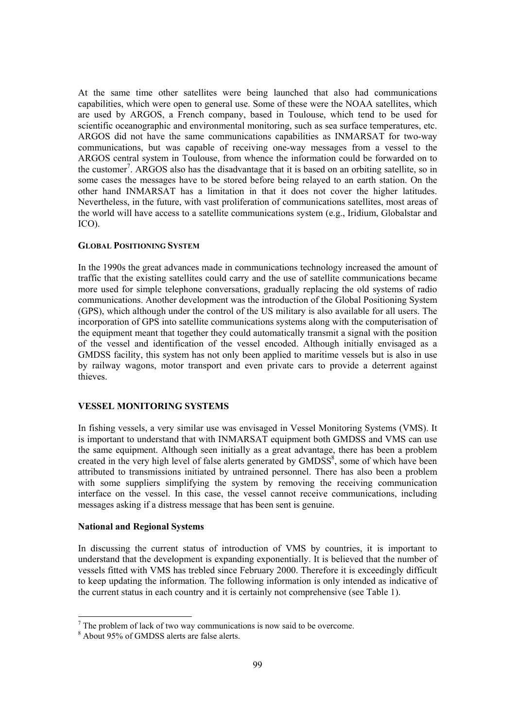At the same time other satellites were being launched that also had communications capabilities, which were open to general use. Some of these were the NOAA satellites, which are used by ARGOS, a French company, based in Toulouse, which tend to be used for scientific oceanographic and environmental monitoring, such as sea surface temperatures, etc. ARGOS did not have the same communications capabilities as INMARSAT for two-way communications, but was capable of receiving one-way messages from a vessel to the ARGOS central system in Toulouse, from whence the information could be forwarded on to the customer[7]. ARGOS also has the disadvantage that it is based on an orbiting satellite, so in some cases the messages have to be stored before being relayed to an earth station. On the other hand INMARSAT has a limitation in that it does not cover the higher latitudes. Nevertheless, in the future, with vast proliferation of communications satellites, most areas of the world will have access to a satellite communications system (e.g., Iridium, Globalstar and ICO).

#### GLOBAL POSITIONING SYSTEM

In the 1990s the great advances made in communications technology increased the amount of traffic that the existing satellites could carry and the use of satellite communications became more used for simple telephone conversations, gradually replacing the old systems of radio communications. Another development was the introduction of the Global Positioning System (GPS), which although under the control of the US military is also available for all users. The incorporation of GPS into satellite communications systems along with the computerisation of the equipment meant that together they could automatically transmit a signal with the position of the vessel and identification of the vessel encoded. Although initially envisaged as a GMDSS facility, this system has not only been applied to maritime vessels but is also in use by railway wagons, motor transport and even private cars to provide a deterrent against thieves.

## VESSEL MONITORING SYSTEMS

In fishing vessels, a very similar use was envisaged in Vessel Monitoring Systems (VMS). It is important to understand that with INMARSAT equipment both GMDSS and VMS can use the same equipment. Although seen initially as a great advantage, there has been a problem created in the very high level of false alerts generated by GMDSS[8], some of which have been attributed to transmissions initiated by untrained personnel. There has also been a problem with some suppliers simplifying the system by removing the receiving communication interface on the vessel. In this case, the vessel cannot receive communications, including messages asking if a distress message that has been sent is genuine.

### National and Regional Systems

In discussing the current status of introduction of VMS by countries, it is important to understand that the development is expanding exponentially. It is believed that the number of vessels fitted with VMS has trebled since February 2000. Therefore it is exceedingly difficult to keep updating the information. The following information is only intended as indicative of the current status in each country and it is certainly not comprehensive (see Table 1).

---

[7] The problem of lack of two way communications is now said to be overcome.

[8] About 95% of GMDSS alerts are false alerts.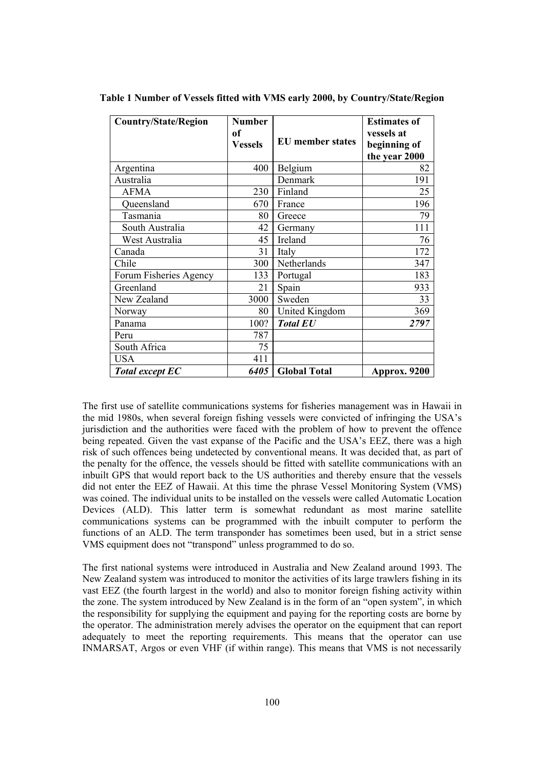**Table 1 Number of Vessels fitted with VMS early 2000, by Country/State/Region**

| Country/State/Region | Number of Vessels | EU member states | Estimates of vessels at beginning of the year 2000 |
|---|---|---|---|
| Argentina | 400 | Belgium | 82 |
| Australia | | Denmark | 191 |
| AFMA | 230 | Finland | 25 |
| Queensland | 670 | France | 196 |
| Tasmania | 80 | Greece | 79 |
| South Australia | 42 | Germany | 111 |
| West Australia | 45 | Ireland | 76 |
| Canada | 31 | Italy | 172 |
| Chile | 300 | Netherlands | 347 |
| Forum Fisheries Agency | 133 | Portugal | 183 |
| Greenland | 21 | Spain | 933 |
| New Zealand | 3000 | Sweden | 33 |
| Norway | 80 | United Kingdom | 369 |
| Panama | 100? | ***Total EU*** | ***2797*** |
| Peru | 787 | | |
| South Africa | 75 | | |
| USA | 411 | | |
| ***Total except EC*** | ***6405*** | **Global Total** | **Approx. 9200** |

The first use of satellite communications systems for fisheries management was in Hawaii in the mid 1980s, when several foreign fishing vessels were convicted of infringing the USA's jurisdiction and the authorities were faced with the problem of how to prevent the offence being repeated. Given the vast expanse of the Pacific and the USA's EEZ, there was a high risk of such offences being undetected by conventional means. It was decided that, as part of the penalty for the offence, the vessels should be fitted with satellite communications with an inbuilt GPS that would report back to the US authorities and thereby ensure that the vessels did not enter the EEZ of Hawaii. At this time the phrase Vessel Monitoring System (VMS) was coined. The individual units to be installed on the vessels were called Automatic Location Devices (ALD). This latter term is somewhat redundant as most marine satellite communications systems can be programmed with the inbuilt computer to perform the functions of an ALD. The term transponder has sometimes been used, but in a strict sense VMS equipment does not "transpond" unless programmed to do so.

The first national systems were introduced in Australia and New Zealand around 1993. The New Zealand system was introduced to monitor the activities of its large trawlers fishing in its vast EEZ (the fourth largest in the world) and also to monitor foreign fishing activity within the zone. The system introduced by New Zealand is in the form of an "open system", in which the responsibility for supplying the equipment and paying for the reporting costs are borne by the operator. The administration merely advises the operator on the equipment that can report adequately to meet the reporting requirements. This means that the operator can use INMARSAT, Argos or even VHF (if within range). This means that VMS is not necessarily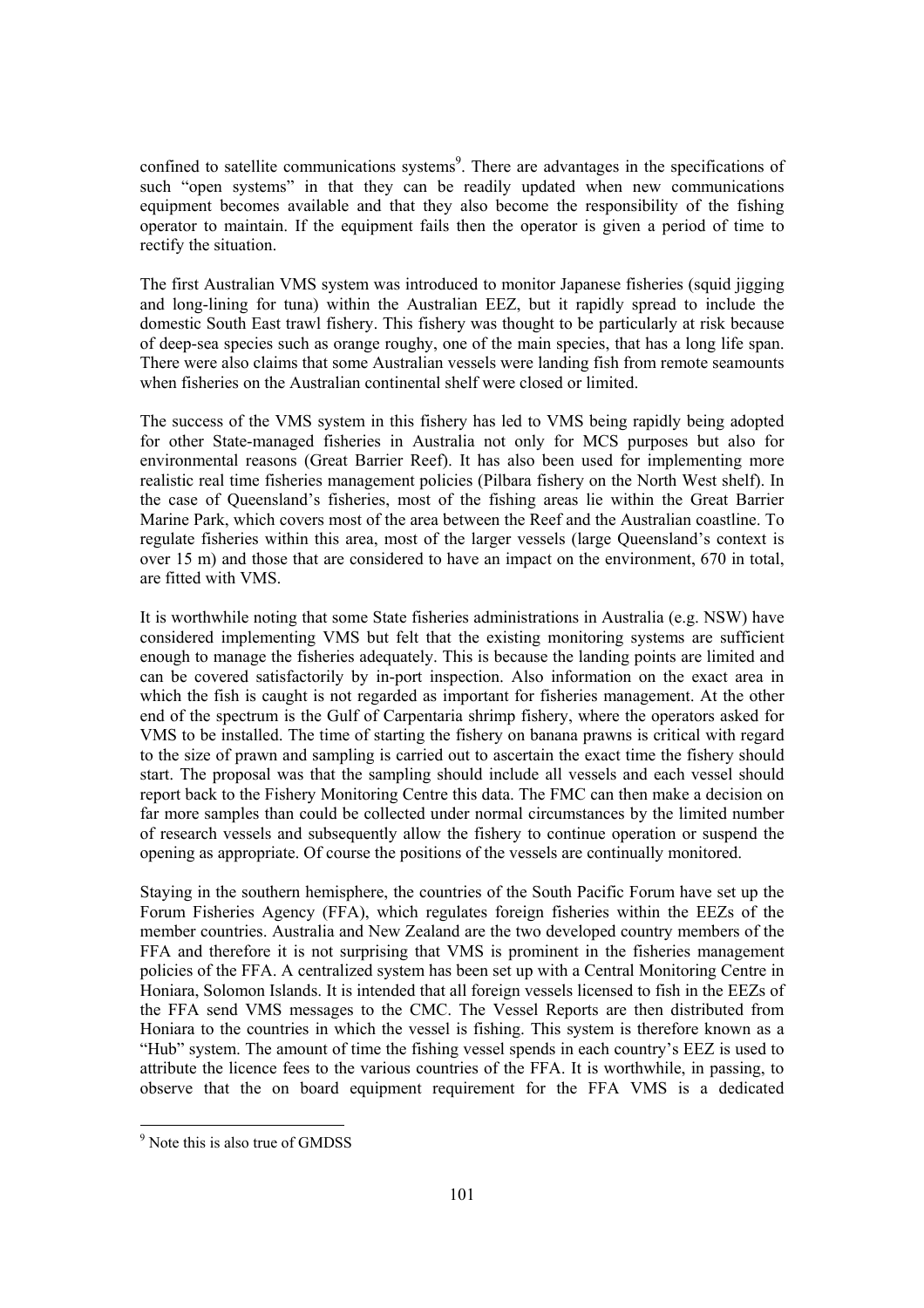confined to satellite communications systems[9]. There are advantages in the specifications of such "open systems" in that they can be readily updated when new communications equipment becomes available and that they also become the responsibility of the fishing operator to maintain. If the equipment fails then the operator is given a period of time to rectify the situation.

The first Australian VMS system was introduced to monitor Japanese fisheries (squid jigging and long-lining for tuna) within the Australian EEZ, but it rapidly spread to include the domestic South East trawl fishery. This fishery was thought to be particularly at risk because of deep-sea species such as orange roughy, one of the main species, that has a long life span. There were also claims that some Australian vessels were landing fish from remote seamounts when fisheries on the Australian continental shelf were closed or limited.

The success of the VMS system in this fishery has led to VMS being rapidly being adopted for other State-managed fisheries in Australia not only for MCS purposes but also for environmental reasons (Great Barrier Reef). It has also been used for implementing more realistic real time fisheries management policies (Pilbara fishery on the North West shelf). In the case of Queensland's fisheries, most of the fishing areas lie within the Great Barrier Marine Park, which covers most of the area between the Reef and the Australian coastline. To regulate fisheries within this area, most of the larger vessels (large Queensland's context is over 15 m) and those that are considered to have an impact on the environment, 670 in total, are fitted with VMS.

It is worthwhile noting that some State fisheries administrations in Australia (e.g. NSW) have considered implementing VMS but felt that the existing monitoring systems are sufficient enough to manage the fisheries adequately. This is because the landing points are limited and can be covered satisfactorily by in-port inspection. Also information on the exact area in which the fish is caught is not regarded as important for fisheries management. At the other end of the spectrum is the Gulf of Carpentaria shrimp fishery, where the operators asked for VMS to be installed. The time of starting the fishery on banana prawns is critical with regard to the size of prawn and sampling is carried out to ascertain the exact time the fishery should start. The proposal was that the sampling should include all vessels and each vessel should report back to the Fishery Monitoring Centre this data. The FMC can then make a decision on far more samples than could be collected under normal circumstances by the limited number of research vessels and subsequently allow the fishery to continue operation or suspend the opening as appropriate. Of course the positions of the vessels are continually monitored.

Staying in the southern hemisphere, the countries of the South Pacific Forum have set up the Forum Fisheries Agency (FFA), which regulates foreign fisheries within the EEZs of the member countries. Australia and New Zealand are the two developed country members of the FFA and therefore it is not surprising that VMS is prominent in the fisheries management policies of the FFA. A centralized system has been set up with a Central Monitoring Centre in Honiara, Solomon Islands. It is intended that all foreign vessels licensed to fish in the EEZs of the FFA send VMS messages to the CMC. The Vessel Reports are then distributed from Honiara to the countries in which the vessel is fishing. This system is therefore known as a "Hub" system. The amount of time the fishing vessel spends in each country's EEZ is used to attribute the licence fees to the various countries of the FFA. It is worthwhile, in passing, to observe that the on board equipment requirement for the FFA VMS is a dedicated

[9] Note this is also true of GMDSS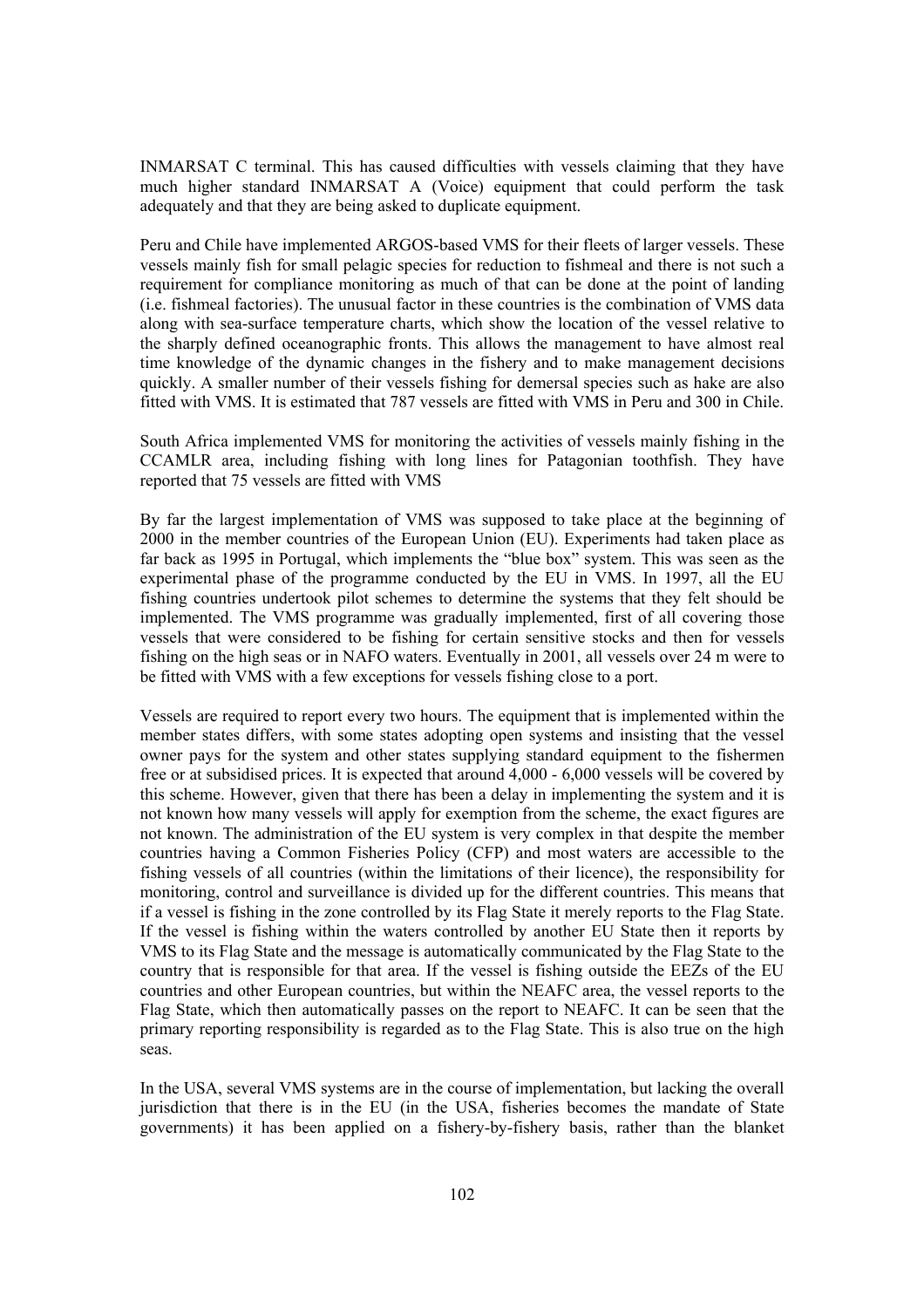INMARSAT C terminal. This has caused difficulties with vessels claiming that they have much higher standard INMARSAT A (Voice) equipment that could perform the task adequately and that they are being asked to duplicate equipment.

Peru and Chile have implemented ARGOS-based VMS for their fleets of larger vessels. These vessels mainly fish for small pelagic species for reduction to fishmeal and there is not such a requirement for compliance monitoring as much of that can be done at the point of landing (i.e. fishmeal factories). The unusual factor in these countries is the combination of VMS data along with sea-surface temperature charts, which show the location of the vessel relative to the sharply defined oceanographic fronts. This allows the management to have almost real time knowledge of the dynamic changes in the fishery and to make management decisions quickly. A smaller number of their vessels fishing for demersal species such as hake are also fitted with VMS. It is estimated that 787 vessels are fitted with VMS in Peru and 300 in Chile.

South Africa implemented VMS for monitoring the activities of vessels mainly fishing in the CCAMLR area, including fishing with long lines for Patagonian toothfish. They have reported that 75 vessels are fitted with VMS

By far the largest implementation of VMS was supposed to take place at the beginning of 2000 in the member countries of the European Union (EU). Experiments had taken place as far back as 1995 in Portugal, which implements the "blue box" system. This was seen as the experimental phase of the programme conducted by the EU in VMS. In 1997, all the EU fishing countries undertook pilot schemes to determine the systems that they felt should be implemented. The VMS programme was gradually implemented, first of all covering those vessels that were considered to be fishing for certain sensitive stocks and then for vessels fishing on the high seas or in NAFO waters. Eventually in 2001, all vessels over 24 m were to be fitted with VMS with a few exceptions for vessels fishing close to a port.

Vessels are required to report every two hours. The equipment that is implemented within the member states differs, with some states adopting open systems and insisting that the vessel owner pays for the system and other states supplying standard equipment to the fishermen free or at subsidised prices. It is expected that around 4,000 - 6,000 vessels will be covered by this scheme. However, given that there has been a delay in implementing the system and it is not known how many vessels will apply for exemption from the scheme, the exact figures are not known. The administration of the EU system is very complex in that despite the member countries having a Common Fisheries Policy (CFP) and most waters are accessible to the fishing vessels of all countries (within the limitations of their licence), the responsibility for monitoring, control and surveillance is divided up for the different countries. This means that if a vessel is fishing in the zone controlled by its Flag State it merely reports to the Flag State. If the vessel is fishing within the waters controlled by another EU State then it reports by VMS to its Flag State and the message is automatically communicated by the Flag State to the country that is responsible for that area. If the vessel is fishing outside the EEZs of the EU countries and other European countries, but within the NEAFC area, the vessel reports to the Flag State, which then automatically passes on the report to NEAFC. It can be seen that the primary reporting responsibility is regarded as to the Flag State. This is also true on the high seas.

In the USA, several VMS systems are in the course of implementation, but lacking the overall jurisdiction that there is in the EU (in the USA, fisheries becomes the mandate of State governments) it has been applied on a fishery-by-fishery basis, rather than the blanket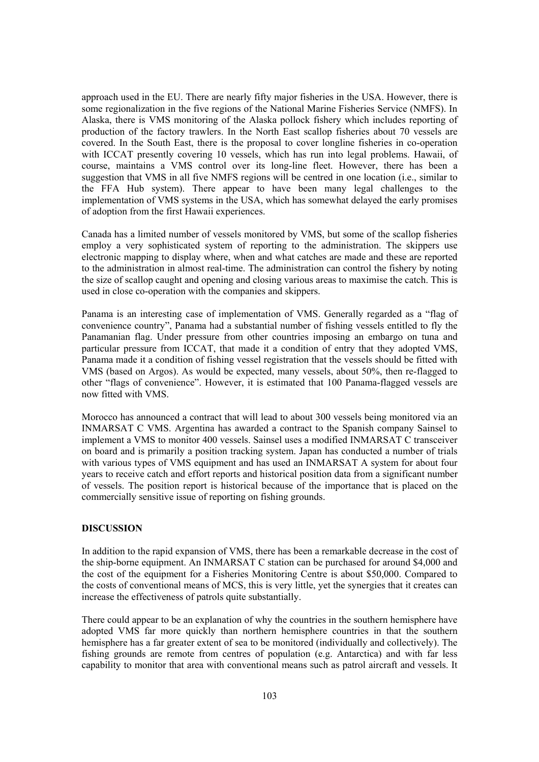approach used in the EU. There are nearly fifty major fisheries in the USA. However, there is some regionalization in the five regions of the National Marine Fisheries Service (NMFS). In Alaska, there is VMS monitoring of the Alaska pollock fishery which includes reporting of production of the factory trawlers. In the North East scallop fisheries about 70 vessels are covered. In the South East, there is the proposal to cover longline fisheries in co-operation with ICCAT presently covering 10 vessels, which has run into legal problems. Hawaii, of course, maintains a VMS control over its long-line fleet. However, there has been a suggestion that VMS in all five NMFS regions will be centred in one location (i.e., similar to the FFA Hub system). There appear to have been many legal challenges to the implementation of VMS systems in the USA, which has somewhat delayed the early promises of adoption from the first Hawaii experiences.

Canada has a limited number of vessels monitored by VMS, but some of the scallop fisheries employ a very sophisticated system of reporting to the administration. The skippers use electronic mapping to display where, when and what catches are made and these are reported to the administration in almost real-time. The administration can control the fishery by noting the size of scallop caught and opening and closing various areas to maximise the catch. This is used in close co-operation with the companies and skippers.

Panama is an interesting case of implementation of VMS. Generally regarded as a "flag of convenience country", Panama had a substantial number of fishing vessels entitled to fly the Panamanian flag. Under pressure from other countries imposing an embargo on tuna and particular pressure from ICCAT, that made it a condition of entry that they adopted VMS, Panama made it a condition of fishing vessel registration that the vessels should be fitted with VMS (based on Argos). As would be expected, many vessels, about 50%, then re-flagged to other "flags of convenience". However, it is estimated that 100 Panama-flagged vessels are now fitted with VMS.

Morocco has announced a contract that will lead to about 300 vessels being monitored via an INMARSAT C VMS. Argentina has awarded a contract to the Spanish company Sainsel to implement a VMS to monitor 400 vessels. Sainsel uses a modified INMARSAT C transceiver on board and is primarily a position tracking system. Japan has conducted a number of trials with various types of VMS equipment and has used an INMARSAT A system for about four years to receive catch and effort reports and historical position data from a significant number of vessels. The position report is historical because of the importance that is placed on the commercially sensitive issue of reporting on fishing grounds.

## DISCUSSION

In addition to the rapid expansion of VMS, there has been a remarkable decrease in the cost of the ship-borne equipment. An INMARSAT C station can be purchased for around $4,000 and the cost of the equipment for a Fisheries Monitoring Centre is about $50,000. Compared to the costs of conventional means of MCS, this is very little, yet the synergies that it creates can increase the effectiveness of patrols quite substantially.

There could appear to be an explanation of why the countries in the southern hemisphere have adopted VMS far more quickly than northern hemisphere countries in that the southern hemisphere has a far greater extent of sea to be monitored (individually and collectively). The fishing grounds are remote from centres of population (e.g. Antarctica) and with far less capability to monitor that area with conventional means such as patrol aircraft and vessels. It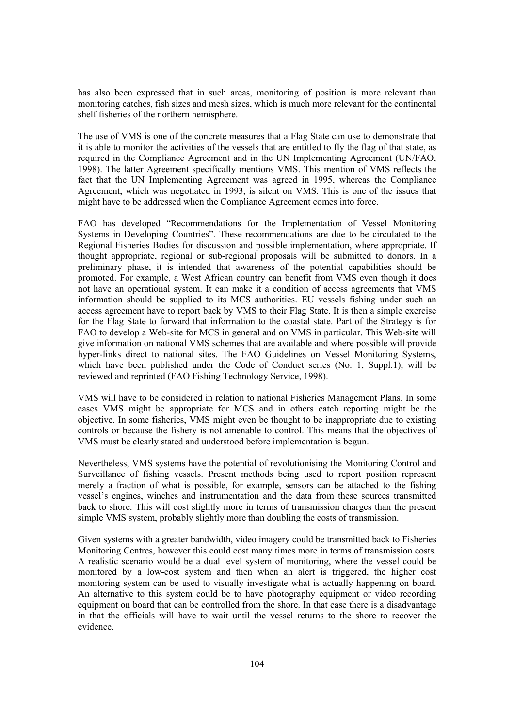has also been expressed that in such areas, monitoring of position is more relevant than monitoring catches, fish sizes and mesh sizes, which is much more relevant for the continental shelf fisheries of the northern hemisphere.

The use of VMS is one of the concrete measures that a Flag State can use to demonstrate that it is able to monitor the activities of the vessels that are entitled to fly the flag of that state, as required in the Compliance Agreement and in the UN Implementing Agreement (UN/FAO, 1998). The latter Agreement specifically mentions VMS. This mention of VMS reflects the fact that the UN Implementing Agreement was agreed in 1995, whereas the Compliance Agreement, which was negotiated in 1993, is silent on VMS. This is one of the issues that might have to be addressed when the Compliance Agreement comes into force.

FAO has developed "Recommendations for the Implementation of Vessel Monitoring Systems in Developing Countries". These recommendations are due to be circulated to the Regional Fisheries Bodies for discussion and possible implementation, where appropriate. If thought appropriate, regional or sub-regional proposals will be submitted to donors. In a preliminary phase, it is intended that awareness of the potential capabilities should be promoted. For example, a West African country can benefit from VMS even though it does not have an operational system. It can make it a condition of access agreements that VMS information should be supplied to its MCS authorities. EU vessels fishing under such an access agreement have to report back by VMS to their Flag State. It is then a simple exercise for the Flag State to forward that information to the coastal state. Part of the Strategy is for FAO to develop a Web-site for MCS in general and on VMS in particular. This Web-site will give information on national VMS schemes that are available and where possible will provide hyper-links direct to national sites. The FAO Guidelines on Vessel Monitoring Systems, which have been published under the Code of Conduct series (No. 1, Suppl.1), will be reviewed and reprinted (FAO Fishing Technology Service, 1998).

VMS will have to be considered in relation to national Fisheries Management Plans. In some cases VMS might be appropriate for MCS and in others catch reporting might be the objective. In some fisheries, VMS might even be thought to be inappropriate due to existing controls or because the fishery is not amenable to control. This means that the objectives of VMS must be clearly stated and understood before implementation is begun.

Nevertheless, VMS systems have the potential of revolutionising the Monitoring Control and Surveillance of fishing vessels. Present methods being used to report position represent merely a fraction of what is possible, for example, sensors can be attached to the fishing vessel's engines, winches and instrumentation and the data from these sources transmitted back to shore. This will cost slightly more in terms of transmission charges than the present simple VMS system, probably slightly more than doubling the costs of transmission.

Given systems with a greater bandwidth, video imagery could be transmitted back to Fisheries Monitoring Centres, however this could cost many times more in terms of transmission costs. A realistic scenario would be a dual level system of monitoring, where the vessel could be monitored by a low-cost system and then when an alert is triggered, the higher cost monitoring system can be used to visually investigate what is actually happening on board. An alternative to this system could be to have photography equipment or video recording equipment on board that can be controlled from the shore. In that case there is a disadvantage in that the officials will have to wait until the vessel returns to the shore to recover the evidence.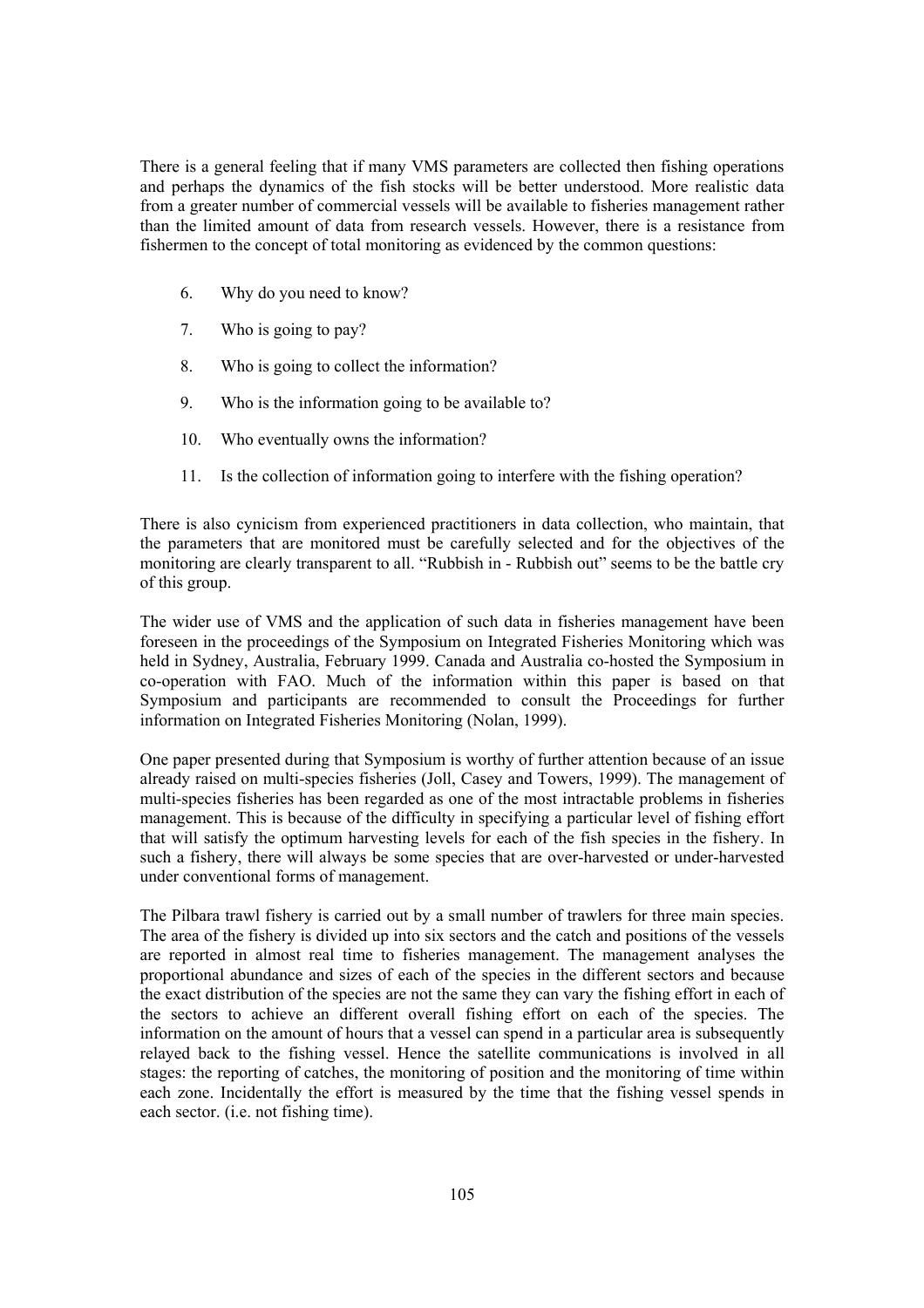There is a general feeling that if many VMS parameters are collected then fishing operations and perhaps the dynamics of the fish stocks will be better understood. More realistic data from a greater number of commercial vessels will be available to fisheries management rather than the limited amount of data from research vessels. However, there is a resistance from fishermen to the concept of total monitoring as evidenced by the common questions:

6. Why do you need to know?
7. Who is going to pay?
8. Who is going to collect the information?
9. Who is the information going to be available to?
10. Who eventually owns the information?
11. Is the collection of information going to interfere with the fishing operation?

There is also cynicism from experienced practitioners in data collection, who maintain, that the parameters that are monitored must be carefully selected and for the objectives of the monitoring are clearly transparent to all. "Rubbish in - Rubbish out" seems to be the battle cry of this group.

The wider use of VMS and the application of such data in fisheries management have been foreseen in the proceedings of the Symposium on Integrated Fisheries Monitoring which was held in Sydney, Australia, February 1999. Canada and Australia co-hosted the Symposium in co-operation with FAO. Much of the information within this paper is based on that Symposium and participants are recommended to consult the Proceedings for further information on Integrated Fisheries Monitoring (Nolan, 1999).

One paper presented during that Symposium is worthy of further attention because of an issue already raised on multi-species fisheries (Joll, Casey and Towers, 1999). The management of multi-species fisheries has been regarded as one of the most intractable problems in fisheries management. This is because of the difficulty in specifying a particular level of fishing effort that will satisfy the optimum harvesting levels for each of the fish species in the fishery. In such a fishery, there will always be some species that are over-harvested or under-harvested under conventional forms of management.

The Pilbara trawl fishery is carried out by a small number of trawlers for three main species. The area of the fishery is divided up into six sectors and the catch and positions of the vessels are reported in almost real time to fisheries management. The management analyses the proportional abundance and sizes of each of the species in the different sectors and because the exact distribution of the species are not the same they can vary the fishing effort in each of the sectors to achieve an different overall fishing effort on each of the species. The information on the amount of hours that a vessel can spend in a particular area is subsequently relayed back to the fishing vessel. Hence the satellite communications is involved in all stages: the reporting of catches, the monitoring of position and the monitoring of time within each zone. Incidentally the effort is measured by the time that the fishing vessel spends in each sector. (i.e. not fishing time).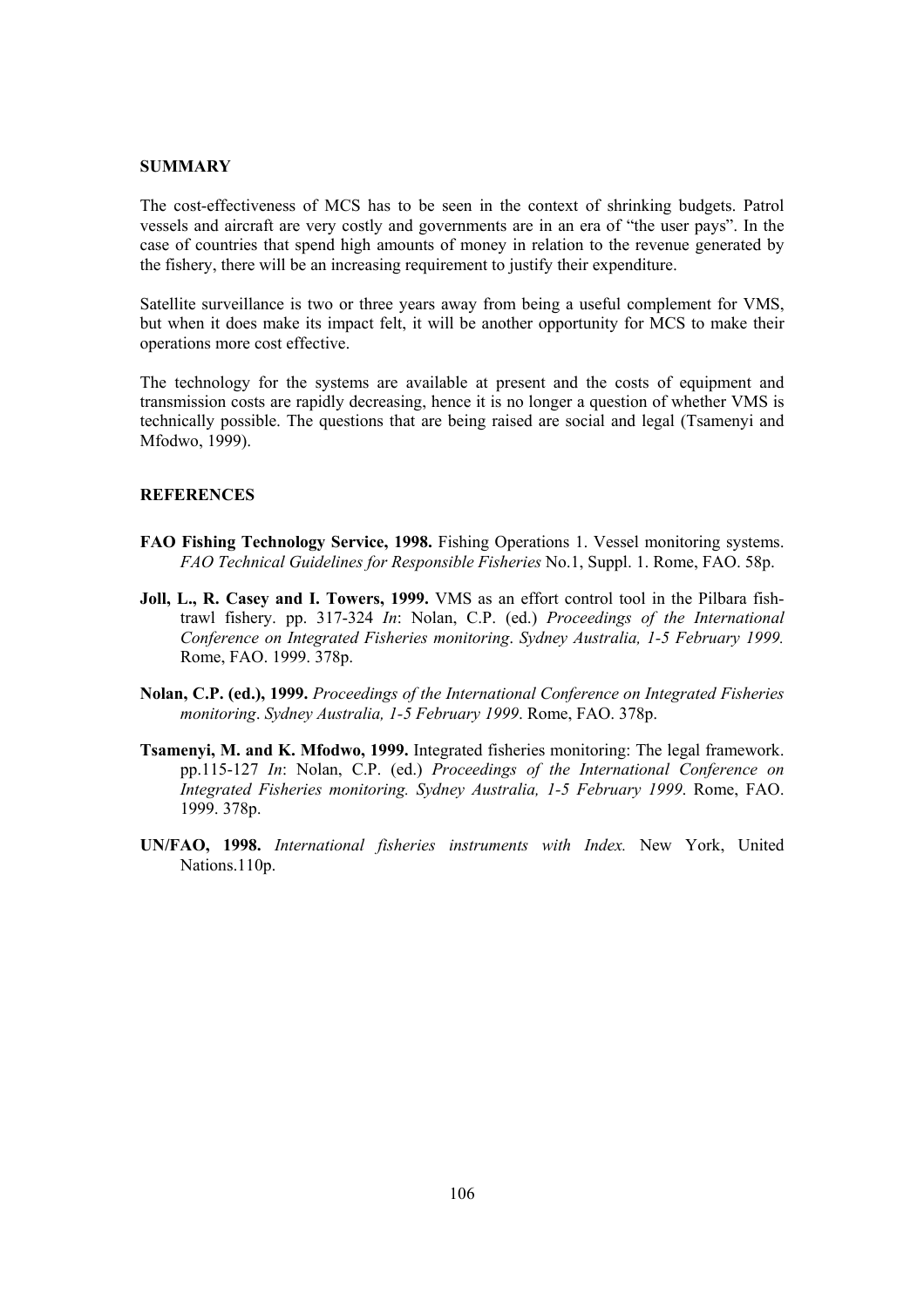## SUMMARY

The cost-effectiveness of MCS has to be seen in the context of shrinking budgets. Patrol vessels and aircraft are very costly and governments are in an era of "the user pays". In the case of countries that spend high amounts of money in relation to the revenue generated by the fishery, there will be an increasing requirement to justify their expenditure.

Satellite surveillance is two or three years away from being a useful complement for VMS, but when it does make its impact felt, it will be another opportunity for MCS to make their operations more cost effective.

The technology for the systems are available at present and the costs of equipment and transmission costs are rapidly decreasing, hence it is no longer a question of whether VMS is technically possible. The questions that are being raised are social and legal (Tsamenyi and Mfodwo, 1999).

## REFERENCES

**FAO Fishing Technology Service, 1998.** Fishing Operations 1. Vessel monitoring systems. *FAO Technical Guidelines for Responsible Fisheries* No.1, Suppl. 1. Rome, FAO. 58p.

**Joll, L., R. Casey and I. Towers, 1999.** VMS as an effort control tool in the Pilbara fish-trawl fishery. pp. 317-324 *In*: Nolan, C.P. (ed.) *Proceedings of the International Conference on Integrated Fisheries monitoring*. *Sydney Australia, 1-5 February 1999.* Rome, FAO. 1999. 378p.

**Nolan, C.P. (ed.), 1999.** *Proceedings of the International Conference on Integrated Fisheries monitoring*. *Sydney Australia, 1-5 February 1999*. Rome, FAO. 378p.

**Tsamenyi, M. and K. Mfodwo, 1999.** Integrated fisheries monitoring: The legal framework. pp.115-127 *In*: Nolan, C.P. (ed.) *Proceedings of the International Conference on Integrated Fisheries monitoring. Sydney Australia, 1-5 February 1999*. Rome, FAO. 1999. 378p.

**UN/FAO, 1998.** *International fisheries instruments with Index.* New York, United Nations.110p.